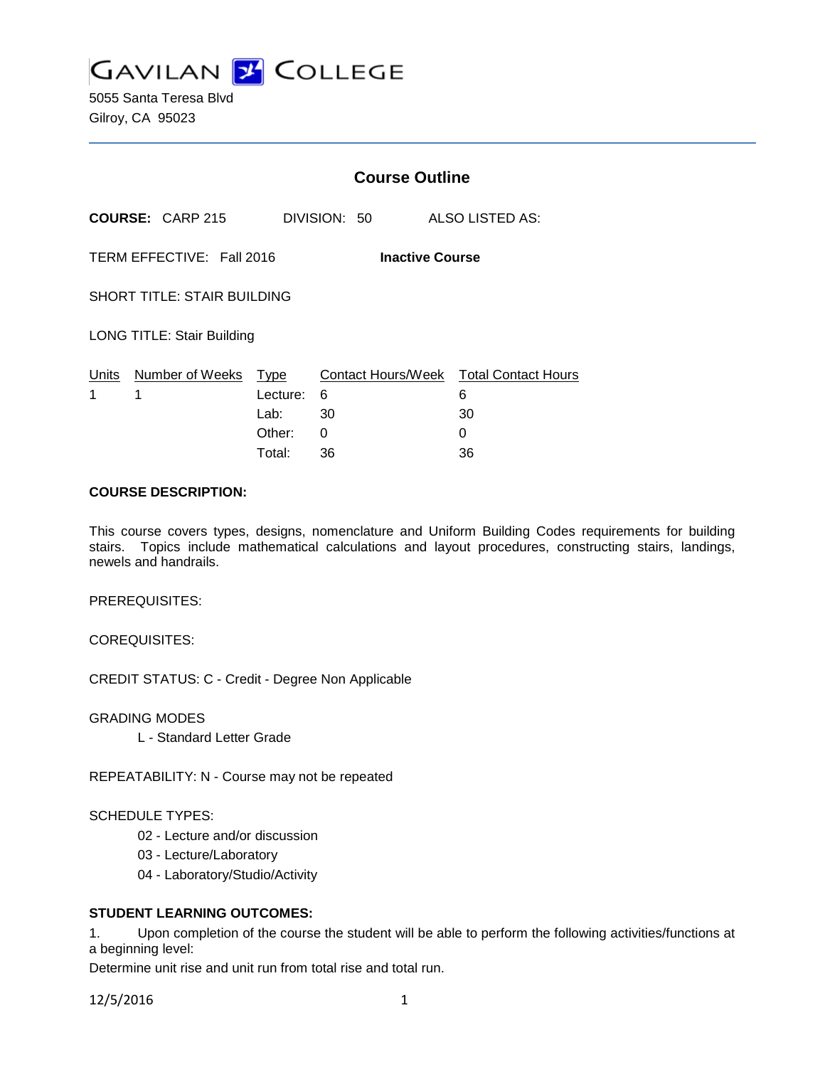# GAVILAN COLLEGE

5055 Santa Teresa Blvd
Gilroy, CA 95023

## Course Outline

**COURSE:** CARP 215 DIVISION: 50 ALSO LISTED AS:

TERM EFFECTIVE: Fall 2016 **Inactive Course**

SHORT TITLE: STAIR BUILDING

LONG TITLE: Stair Building

| Units | Number of Weeks | Type | Contact Hours/Week | Total Contact Hours |
|---|---|---|---|---|
| 1 | 1 | Lecture: | 6 | 6 |
| | | Lab: | 30 | 30 |
| | | Other: | 0 | 0 |
| | | Total: | 36 | 36 |

**COURSE DESCRIPTION:**

This course covers types, designs, nomenclature and Uniform Building Codes requirements for building stairs. Topics include mathematical calculations and layout procedures, constructing stairs, landings, newels and handrails.

PREREQUISITES:

COREQUISITES:

CREDIT STATUS: C - Credit - Degree Non Applicable

GRADING MODES

L - Standard Letter Grade

REPEATABILITY: N - Course may not be repeated

SCHEDULE TYPES:

02 - Lecture and/or discussion
03 - Lecture/Laboratory
04 - Laboratory/Studio/Activity

**STUDENT LEARNING OUTCOMES:**

1. Upon completion of the course the student will be able to perform the following activities/functions at a beginning level:
Determine unit rise and unit run from total rise and total run.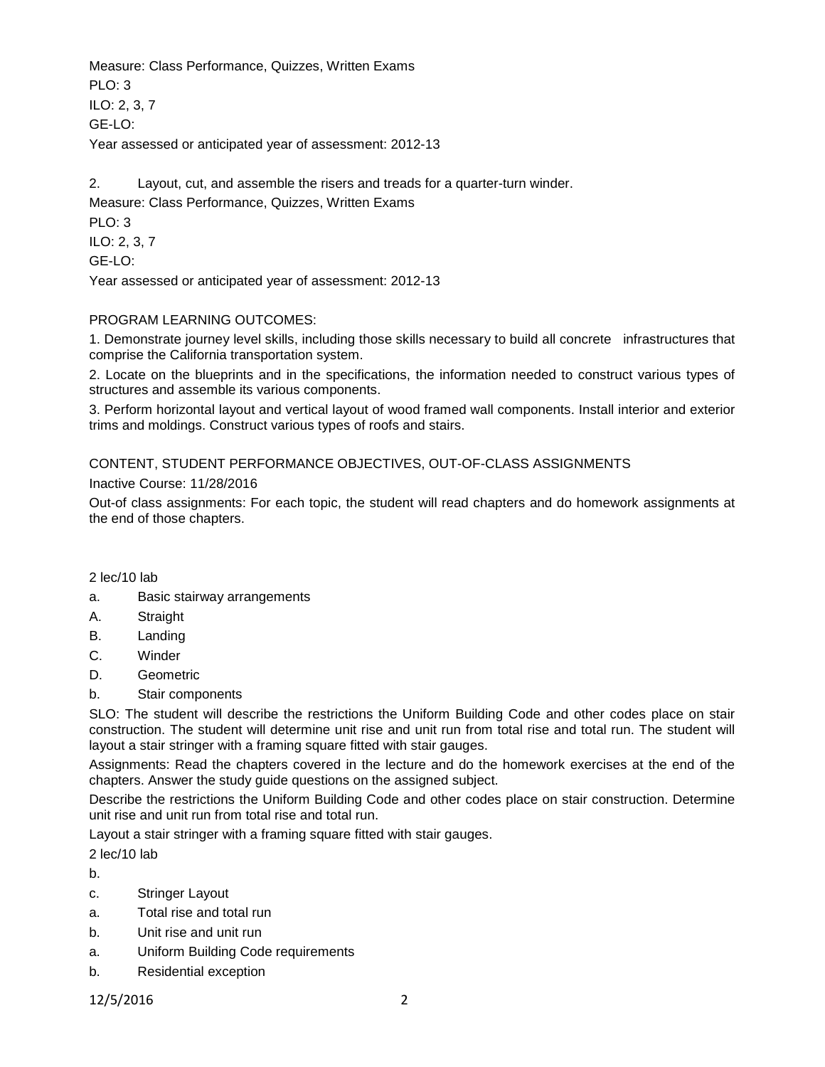Measure: Class Performance, Quizzes, Written Exams

PLO: 3

ILO: 2, 3, 7

GE-LO:

Year assessed or anticipated year of assessment: 2012-13

2. Layout, cut, and assemble the risers and treads for a quarter-turn winder.

Measure: Class Performance, Quizzes, Written Exams

PLO: 3

ILO: 2, 3, 7

GE-LO:

Year assessed or anticipated year of assessment: 2012-13

PROGRAM LEARNING OUTCOMES:

1. Demonstrate journey level skills, including those skills necessary to build all concrete infrastructures that comprise the California transportation system.

2. Locate on the blueprints and in the specifications, the information needed to construct various types of structures and assemble its various components.

3. Perform horizontal layout and vertical layout of wood framed wall components. Install interior and exterior trims and moldings. Construct various types of roofs and stairs.

CONTENT, STUDENT PERFORMANCE OBJECTIVES, OUT-OF-CLASS ASSIGNMENTS

Inactive Course: 11/28/2016

Out-of class assignments: For each topic, the student will read chapters and do homework assignments at the end of those chapters.

2 lec/10 lab

a. Basic stairway arrangements

A. Straight

B. Landing

C. Winder

D. Geometric

b. Stair components

SLO: The student will describe the restrictions the Uniform Building Code and other codes place on stair construction. The student will determine unit rise and unit run from total rise and total run. The student will layout a stair stringer with a framing square fitted with stair gauges.

Assignments: Read the chapters covered in the lecture and do the homework exercises at the end of the chapters. Answer the study guide questions on the assigned subject.

Describe the restrictions the Uniform Building Code and other codes place on stair construction. Determine unit rise and unit run from total rise and total run.

Layout a stair stringer with a framing square fitted with stair gauges.

2 lec/10 lab

b.

c. Stringer Layout

a. Total rise and total run

b. Unit rise and unit run

a. Uniform Building Code requirements

b. Residential exception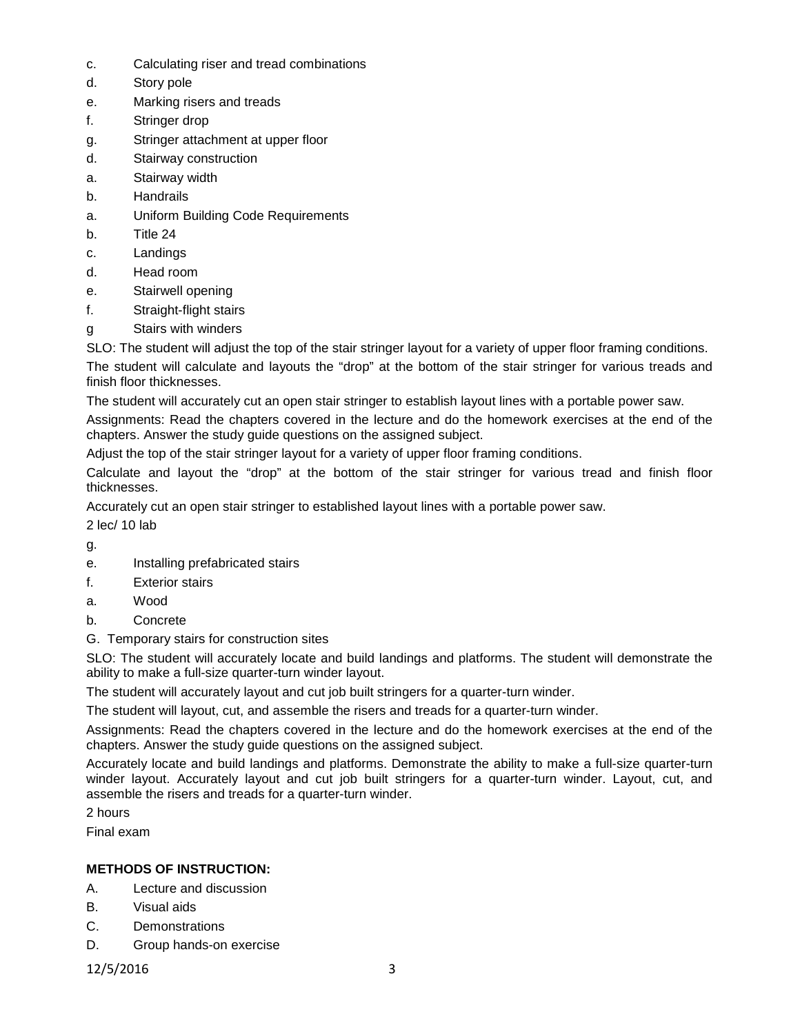c. Calculating riser and tread combinations
d. Story pole
e. Marking risers and treads
f. Stringer drop
g. Stringer attachment at upper floor
d. Stairway construction
a. Stairway width
b. Handrails
a. Uniform Building Code Requirements
b. Title 24
c. Landings
d. Head room
e. Stairwell opening
f. Straight-flight stairs
g Stairs with winders

SLO: The student will adjust the top of the stair stringer layout for a variety of upper floor framing conditions.

The student will calculate and layouts the "drop" at the bottom of the stair stringer for various treads and finish floor thicknesses.

The student will accurately cut an open stair stringer to establish layout lines with a portable power saw.

Assignments: Read the chapters covered in the lecture and do the homework exercises at the end of the chapters. Answer the study guide questions on the assigned subject.

Adjust the top of the stair stringer layout for a variety of upper floor framing conditions.

Calculate and layout the "drop" at the bottom of the stair stringer for various tread and finish floor thicknesses.

Accurately cut an open stair stringer to established layout lines with a portable power saw.

2 lec/ 10 lab

g.

e. Installing prefabricated stairs
f. Exterior stairs
a. Wood
b. Concrete

G. Temporary stairs for construction sites

SLO: The student will accurately locate and build landings and platforms. The student will demonstrate the ability to make a full-size quarter-turn winder layout.

The student will accurately layout and cut job built stringers for a quarter-turn winder.

The student will layout, cut, and assemble the risers and treads for a quarter-turn winder.

Assignments: Read the chapters covered in the lecture and do the homework exercises at the end of the chapters. Answer the study guide questions on the assigned subject.

Accurately locate and build landings and platforms. Demonstrate the ability to make a full-size quarter-turn winder layout. Accurately layout and cut job built stringers for a quarter-turn winder. Layout, cut, and assemble the risers and treads for a quarter-turn winder.

2 hours

Final exam

**METHODS OF INSTRUCTION:**

A. Lecture and discussion
B. Visual aids
C. Demonstrations
D. Group hands-on exercise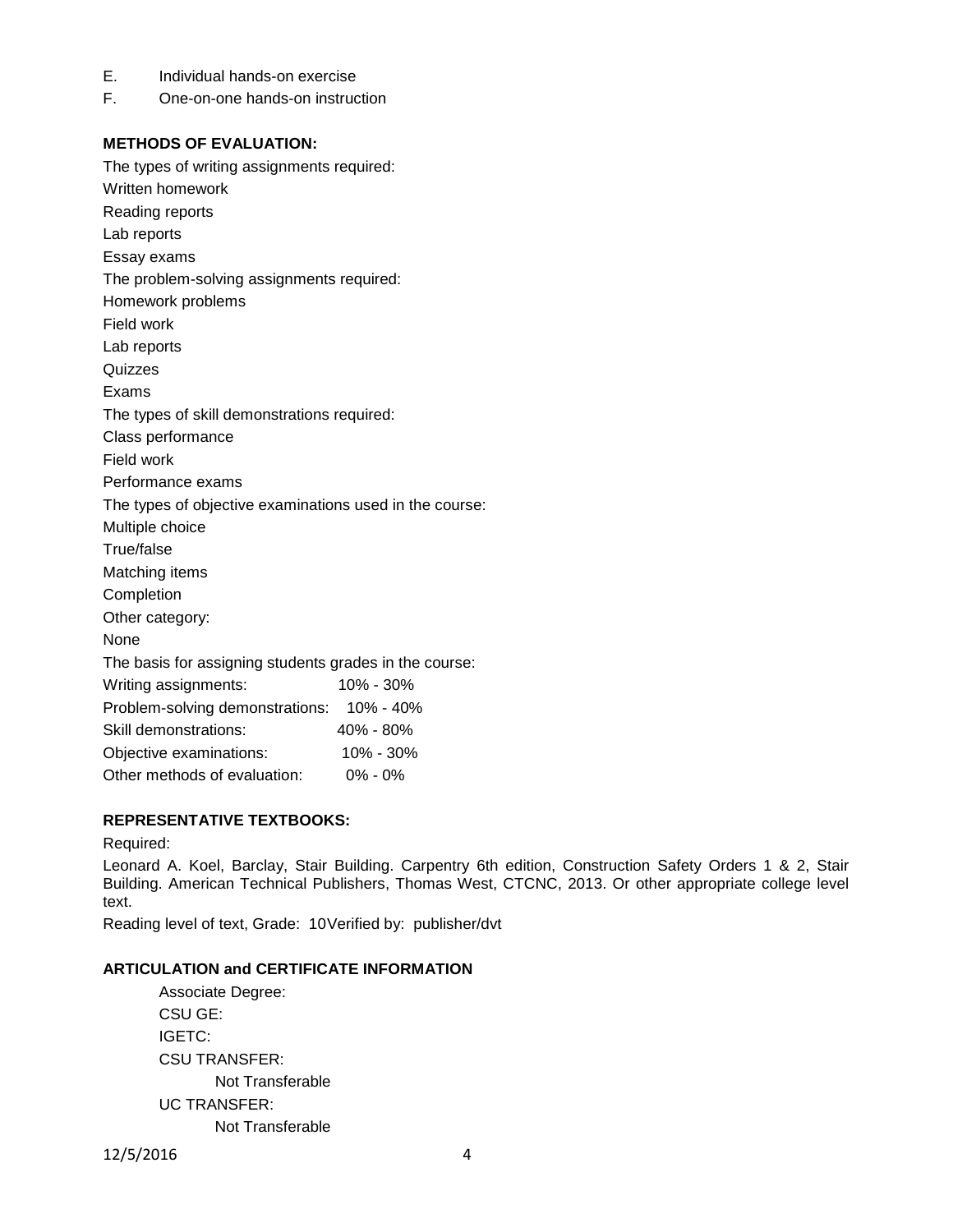E. Individual hands-on exercise

F. One-on-one hands-on instruction

**METHODS OF EVALUATION:**

The types of writing assignments required:

Written homework

Reading reports

Lab reports

Essay exams

The problem-solving assignments required:

Homework problems

Field work

Lab reports

Quizzes

Exams

The types of skill demonstrations required:

Class performance

Field work

Performance exams

The types of objective examinations used in the course:

Multiple choice

True/false

Matching items

Completion

Other category:

None

The basis for assigning students grades in the course:

| | |
|---|---|
| Writing assignments: | 10% - 30% |
| Problem-solving demonstrations: | 10% - 40% |
| Skill demonstrations: | 40% - 80% |
| Objective examinations: | 10% - 30% |
| Other methods of evaluation: | 0% - 0% |

**REPRESENTATIVE TEXTBOOKS:**

Required:

Leonard A. Koel, Barclay, Stair Building. Carpentry 6th edition, Construction Safety Orders 1 & 2, Stair Building. American Technical Publishers, Thomas West, CTCNC, 2013. Or other appropriate college level text.

Reading level of text, Grade: 10Verified by: publisher/dvt

**ARTICULATION and CERTIFICATE INFORMATION**

Associate Degree:

CSU GE:

IGETC:

CSU TRANSFER:

Not Transferable

UC TRANSFER:

Not Transferable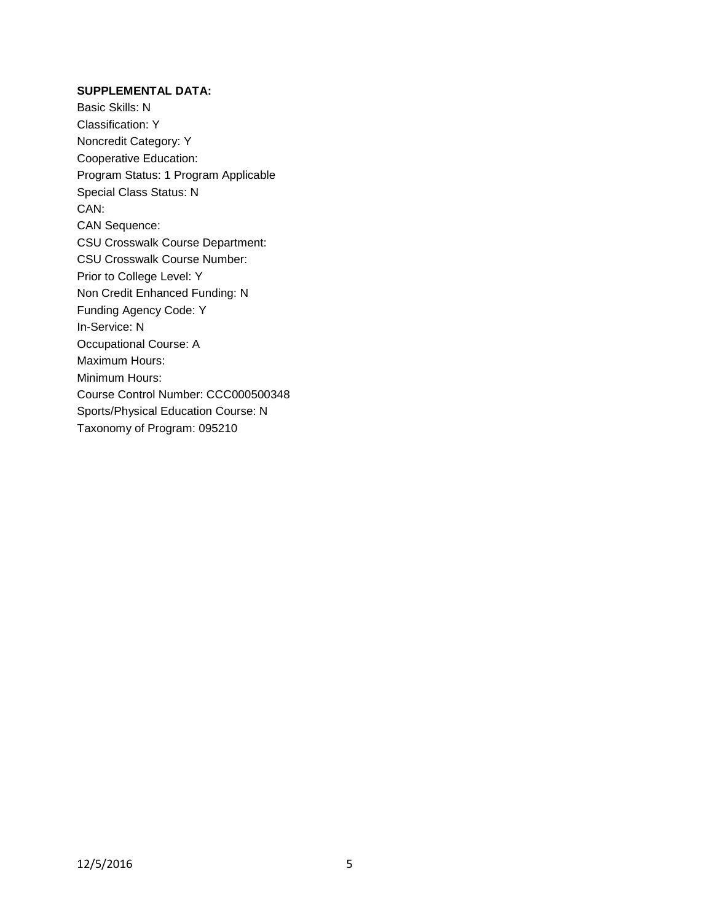**SUPPLEMENTAL DATA:**

Basic Skills: N
Classification: Y
Noncredit Category: Y
Cooperative Education:
Program Status: 1 Program Applicable
Special Class Status: N
CAN:
CAN Sequence:
CSU Crosswalk Course Department:
CSU Crosswalk Course Number:
Prior to College Level: Y
Non Credit Enhanced Funding: N
Funding Agency Code: Y
In-Service: N
Occupational Course: A
Maximum Hours:
Minimum Hours:
Course Control Number: CCC000500348
Sports/Physical Education Course: N
Taxonomy of Program: 095210